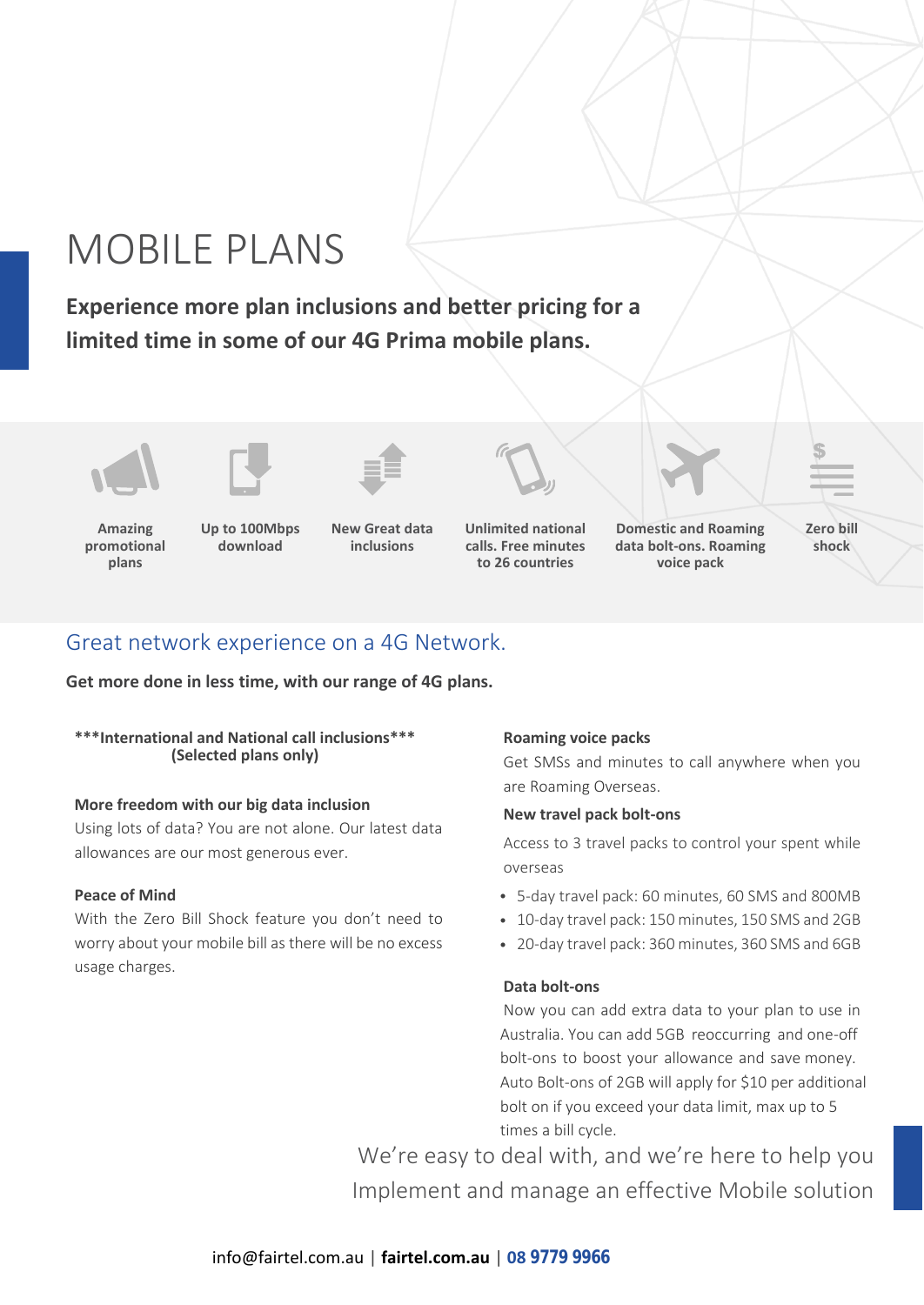# MOBILE PLANS

**Experience more plan inclusions and better pricing for a limited time in some of our 4G Prima mobile plans.**

- **Amazing promotional plans**
- **Up to 100Mbps download**
- **New Great data inclusions**
- **Unlimited national calls. Free minutes to 26 countries**
- **Domestic and Roaming data bolt-ons. Roaming voice pack**
- **Zero bill shock**

## Great network experience on a 4G Network.

**Get more done in less time, with our range of 4G plans.**

**\*\*\*International and National call inclusions\*\*\***
**(Selected plans only)**

**More freedom with our big data inclusion**

Using lots of data? You are not alone. Our latest data allowances are our most generous ever.

**Peace of Mind**

With the Zero Bill Shock feature you don't need to worry about your mobile bill as there will be no excess usage charges.

**Roaming voice packs**

Get SMSs and minutes to call anywhere when you are Roaming Overseas.

**New travel pack bolt-ons**

Access to 3 travel packs to control your spent while overseas

- 5-day travel pack: 60 minutes, 60 SMS and 800MB
- 10-day travel pack: 150 minutes, 150 SMS and 2GB
- 20-day travel pack: 360 minutes, 360 SMS and 6GB

**Data bolt-ons**

Now you can add extra data to your plan to use in Australia. You can add 5GB reoccurring and one-off bolt-ons to boost your allowance and save money. Auto Bolt-ons of 2GB will apply for $10 per additional bolt on if you exceed your data limit, max up to 5 times a bill cycle.

We're easy to deal with, and we're here to help you Implement and manage an effective Mobile solution

info@fairtel.com.au | **fairtel.com.au** | **08 9779 9966**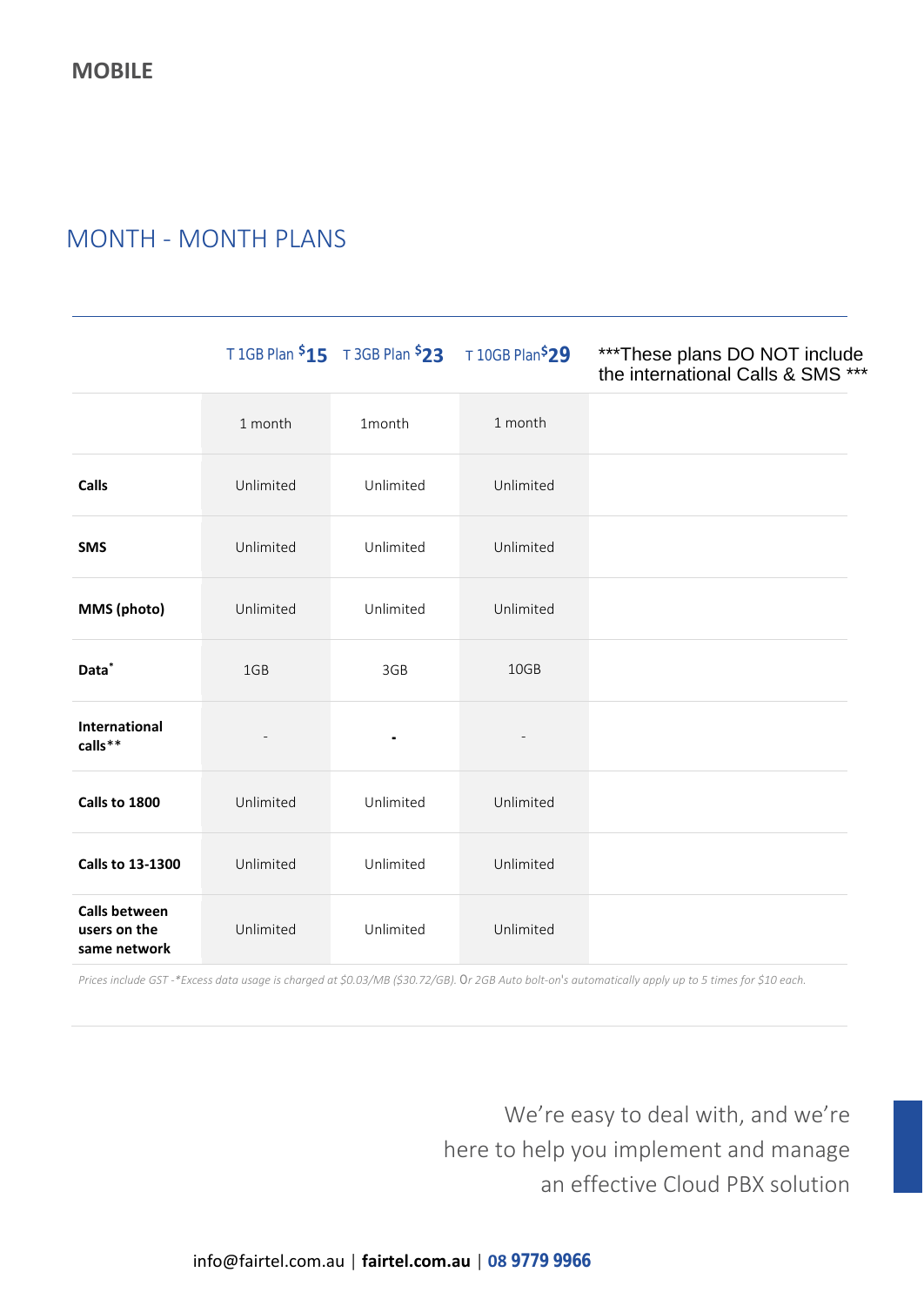## MOBILE

# MONTH - MONTH PLANS

| | T 1GB Plan $15 | T 3GB Plan $23 | T 10GB Plan $29 | ***These plans DO NOT include the international Calls & SMS *** |
|---|---|---|---|---|
| | 1 month | 1month | 1 month | |
| **Calls** | Unlimited | Unlimited | Unlimited | |
| **SMS** | Unlimited | Unlimited | Unlimited | |
| **MMS (photo)** | Unlimited | Unlimited | Unlimited | |
| **Data*** | 1GB | 3GB | 10GB | |
| **International calls**** | - | - | - | |
| **Calls to 1800** | Unlimited | Unlimited | Unlimited | |
| **Calls to 13-1300** | Unlimited | Unlimited | Unlimited | |
| **Calls between users on the same network** | Unlimited | Unlimited | Unlimited | |

*Prices include GST -*Excess data usage is charged at $0.03/MB ($30.72/GB). Or 2GB Auto bolt-on's automatically apply up to 5 times for $10 each.*

We're easy to deal with, and we're here to help you implement and manage an effective Cloud PBX solution

info@fairtel.com.au | **fairtel.com.au** | **08 9779 9966**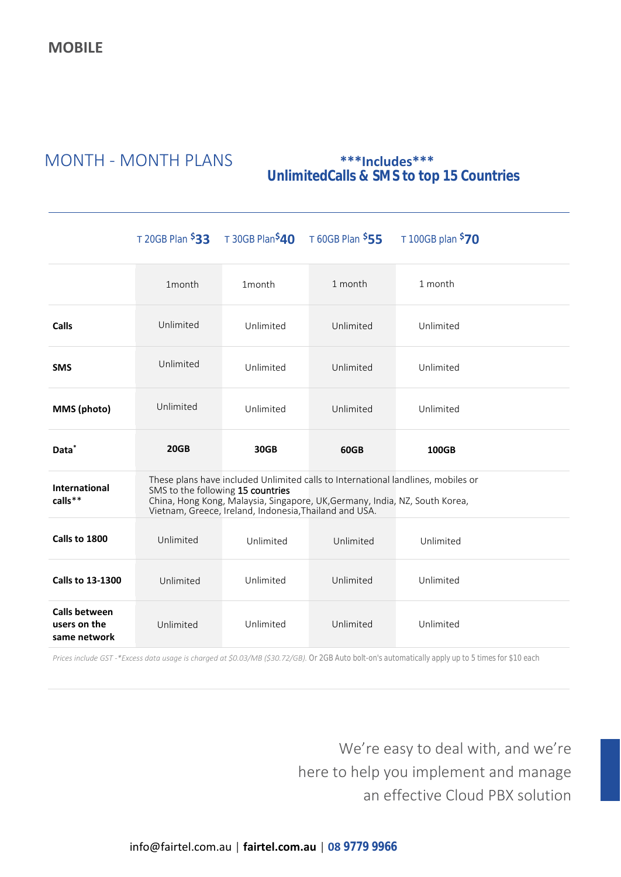# MOBILE

## MONTH - MONTH PLANS

**\*\*\*Includes\*\*\***
**UnlimitedCalls & SMS to top 15 Countries**

| | T 20GB Plan $33 | T 30GB Plan $40 | T 60GB Plan $55 | T 100GB plan $70 |
|---|---|---|---|---|
| | 1month | 1month | 1 month | 1 month |
| **Calls** | Unlimited | Unlimited | Unlimited | Unlimited |
| **SMS** | Unlimited | Unlimited | Unlimited | Unlimited |
| **MMS (photo)** | Unlimited | Unlimited | Unlimited | Unlimited |
| **Data*** | **20GB** | **30GB** | **60GB** | **100GB** |
| **International calls**** | These plans have included Unlimited calls to International landlines, mobiles or SMS to the following **15 countries** China, Hong Kong, Malaysia, Singapore, UK,Germany, India, NZ, South Korea, Vietnam, Greece, Ireland, Indonesia,Thailand and USA. | | | |
| **Calls to 1800** | Unlimited | Unlimited | Unlimited | Unlimited |
| **Calls to 13-1300** | Unlimited | Unlimited | Unlimited | Unlimited |
| **Calls between users on the same network** | Unlimited | Unlimited | Unlimited | Unlimited |

*Prices include GST -*Excess data usage is charged at $0.03/MB ($30.72/GB).* Or 2GB Auto bolt-on's automatically apply up to 5 times for $10 each

We're easy to deal with, and we're here to help you implement and manage an effective Cloud PBX solution

info@fairtel.com.au | **fairtel.com.au** | **08 9779 9966**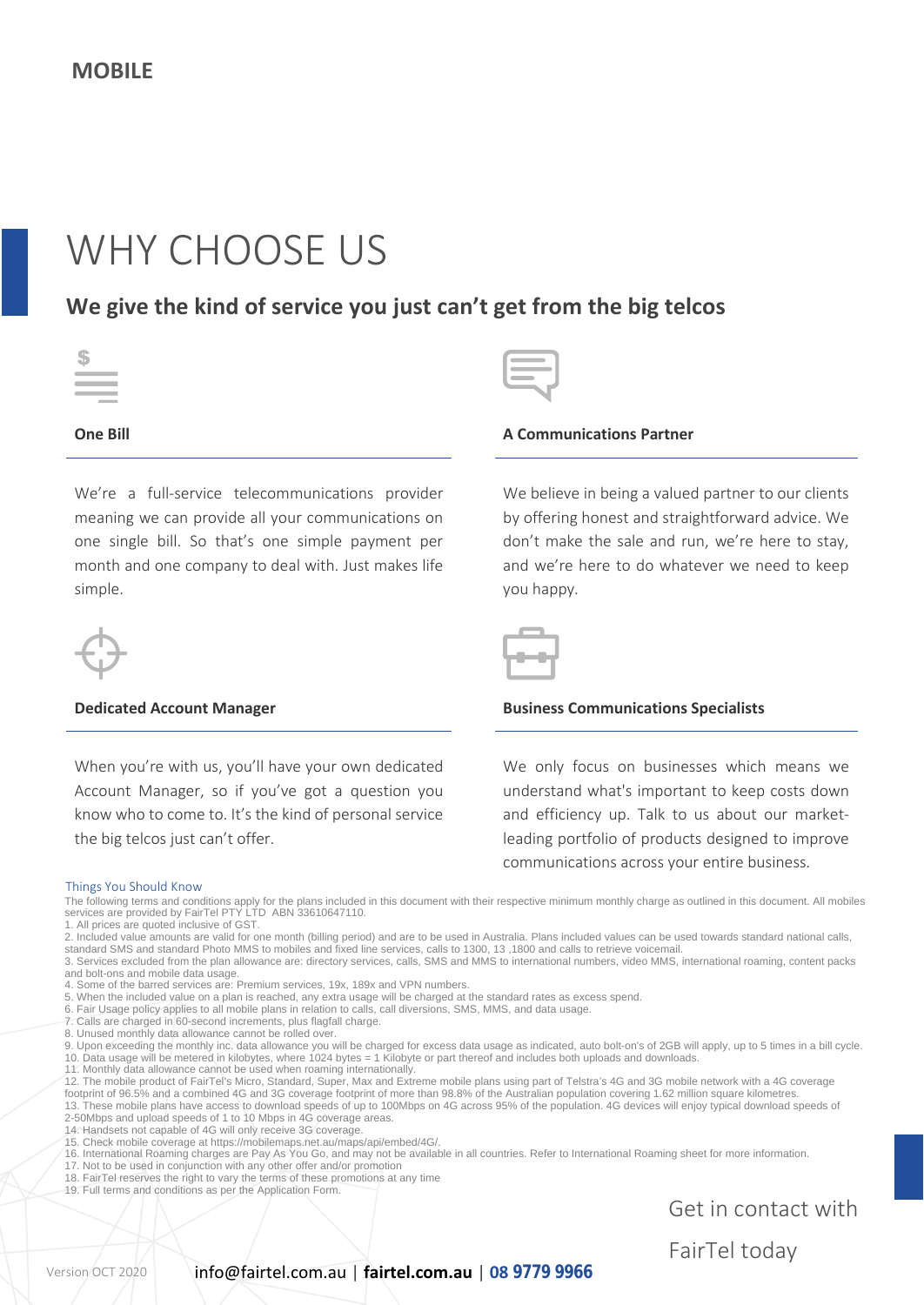# MOBILE

## WHY CHOOSE US

### We give the kind of service you just can't get from the big telcos

**One Bill**

We're a full-service telecommunications provider meaning we can provide all your communications on one single bill. So that's one simple payment per month and one company to deal with. Just makes life simple.

**A Communications Partner**

We believe in being a valued partner to our clients by offering honest and straightforward advice. We don't make the sale and run, we're here to stay, and we're here to do whatever we need to keep you happy.

**Dedicated Account Manager**

When you're with us, you'll have your own dedicated Account Manager, so if you've got a question you know who to come to. It's the kind of personal service the big telcos just can't offer.

**Business Communications Specialists**

We only focus on businesses which means we understand what's important to keep costs down and efficiency up. Talk to us about our market-leading portfolio of products designed to improve communications across your entire business.

Things You Should Know

The following terms and conditions apply for the plans included in this document with their respective minimum monthly charge as outlined in this document. All mobiles services are provided by FairTel PTY LTD ABN 33610647110.

1. All prices are quoted inclusive of GST.
2. Included value amounts are valid for one month (billing period) and are to be used in Australia. Plans included values can be used towards standard national calls, standard SMS and standard Photo MMS to mobiles and fixed line services, calls to 1300, 13 ,1800 and calls to retrieve voicemail.
3. Services excluded from the plan allowance are: directory services, calls, SMS and MMS to international numbers, video MMS, international roaming, content packs and bolt-ons and mobile data usage.
4. Some of the barred services are: Premium services, 19x, 189x and VPN numbers.
5. When the included value on a plan is reached, any extra usage will be charged at the standard rates as excess spend.
6. Fair Usage policy applies to all mobile plans in relation to calls, call diversions, SMS, MMS, and data usage.
7. Calls are charged in 60-second increments, plus flagfall charge.
8. Unused monthly data allowance cannot be rolled over.
9. Upon exceeding the monthly inc. data allowance you will be charged for excess data usage as indicated, auto bolt-on's of 2GB will apply, up to 5 times in a bill cycle.
10. Data usage will be metered in kilobytes, where 1024 bytes = 1 Kilobyte or part thereof and includes both uploads and downloads.
11. Monthly data allowance cannot be used when roaming internationally.
12. The mobile product of FairTel's Micro, Standard, Super, Max and Extreme mobile plans using part of Telstra's 4G and 3G mobile network with a 4G coverage footprint of 96.5% and a combined 4G and 3G coverage footprint of more than 98.8% of the Australian population covering 1.62 million square kilometres.
13. These mobile plans have access to download speeds of up to 100Mbps on 4G across 95% of the population. 4G devices will enjoy typical download speeds of 2-50Mbps and upload speeds of 1 to 10 Mbps in 4G coverage areas.
14. Handsets not capable of 4G will only receive 3G coverage.
15. Check mobile coverage at https://mobilemaps.net.au/maps/api/embed/4G/.
16. International Roaming charges are Pay As You Go, and may not be available in all countries. Refer to International Roaming sheet for more information.
17. Not to be used in conjunction with any other offer and/or promotion
18. FairTel reserves the right to vary the terms of these promotions at any time
19. Full terms and conditions as per the Application Form.

Get in contact with FairTel today

Version OCT 2020

info@fairtel.com.au | **fairtel.com.au** | **08 9779 9966**